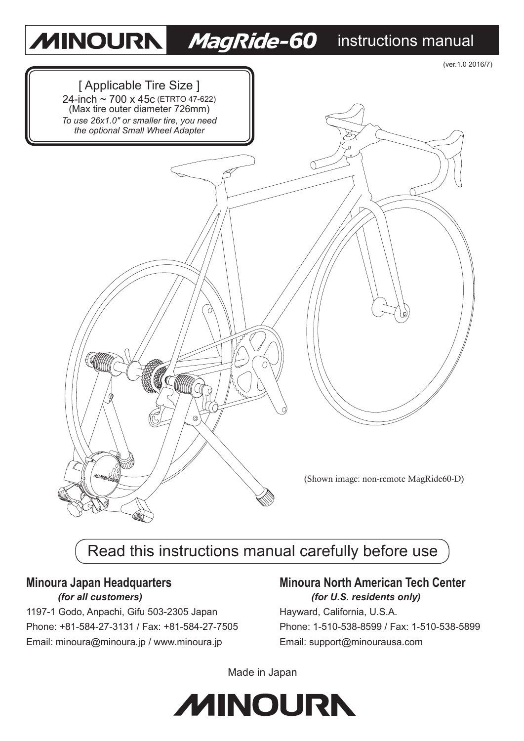# MINOURA MagRide-60 instructions manual

(ver.1.0 2016/7)

[ Applicable Tire Size ]
24-inch ~ 700 x 45c (ETRTO 47-622)
(Max tire outer diameter 726mm)
*To use 26x1.0" or smaller tire, you need the optional Small Wheel Adapter*

(Shown image: non-remote MagRide60-D)

## Read this instructions manual carefully before use

### Minoura Japan Headquarters
***(for all customers)***

1197-1 Godo, Anpachi, Gifu 503-2305 Japan
Phone: +81-584-27-3131 / Fax: +81-584-27-7505
Email: minoura@minoura.jp / www.minoura.jp

### Minoura North American Tech Center
***(for U.S. residents only)***

Hayward, California, U.S.A.
Phone: 1-510-538-8599 / Fax: 1-510-538-5899
Email: support@minourausa.com

Made in Japan

MINOURA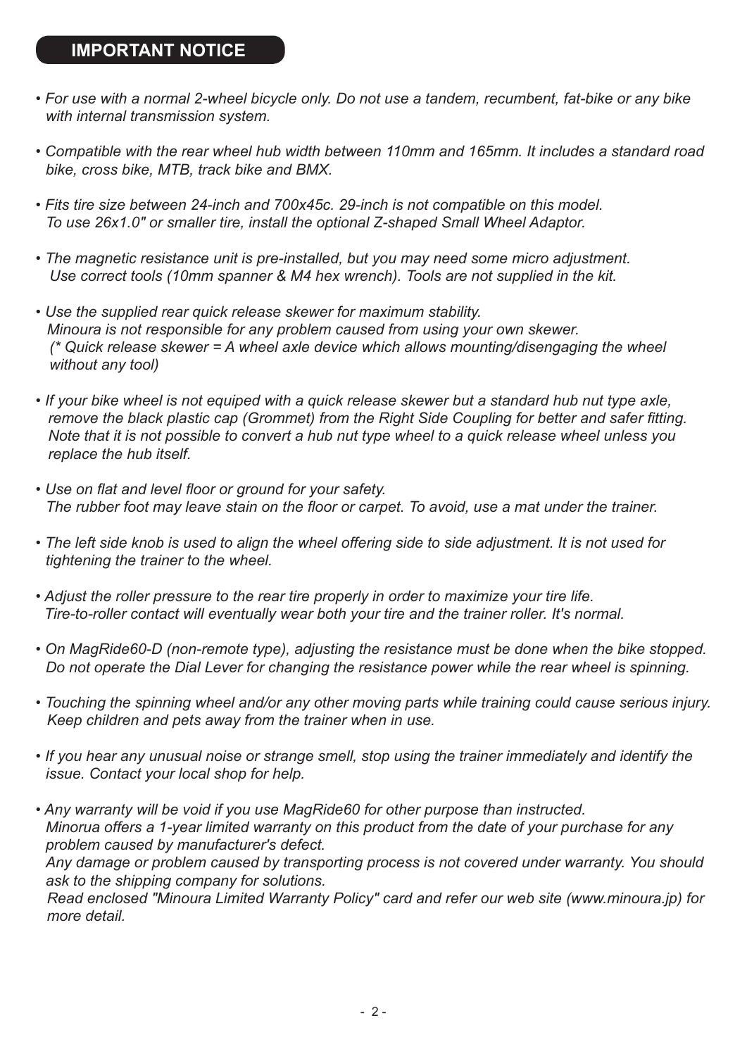## IMPORTANT NOTICE

- *For use with a normal 2-wheel bicycle only. Do not use a tandem, recumbent, fat-bike or any bike with internal transmission system.*

- *Compatible with the rear wheel hub width between 110mm and 165mm. It includes a standard road bike, cross bike, MTB, track bike and BMX.*

- *Fits tire size between 24-inch and 700x45c. 29-inch is not compatible on this model. To use 26x1.0" or smaller tire, install the optional Z-shaped Small Wheel Adaptor.*

- *The magnetic resistance unit is pre-installed, but you may need some micro adjustment. Use correct tools (10mm spanner & M4 hex wrench). Tools are not supplied in the kit.*

- *Use the supplied rear quick release skewer for maximum stability. Minoura is not responsible for any problem caused from using your own skewer. (* Quick release skewer = A wheel axle device which allows mounting/disengaging the wheel without any tool)*

- *If your bike wheel is not equiped with a quick release skewer but a standard hub nut type axle, remove the black plastic cap (Grommet) from the Right Side Coupling for better and safer fitting. Note that it is not possible to convert a hub nut type wheel to a quick release wheel unless you replace the hub itself.*

- *Use on flat and level floor or ground for your safety. The rubber foot may leave stain on the floor or carpet. To avoid, use a mat under the trainer.*

- *The left side knob is used to align the wheel offering side to side adjustment. It is not used for tightening the trainer to the wheel.*

- *Adjust the roller pressure to the rear tire properly in order to maximize your tire life. Tire-to-roller contact will eventually wear both your tire and the trainer roller. It's normal.*

- *On MagRide60-D (non-remote type), adjusting the resistance must be done when the bike stopped. Do not operate the Dial Lever for changing the resistance power while the rear wheel is spinning.*

- *Touching the spinning wheel and/or any other moving parts while training could cause serious injury. Keep children and pets away from the trainer when in use.*

- *If you hear any unusual noise or strange smell, stop using the trainer immediately and identify the issue. Contact your local shop for help.*

- *Any warranty will be void if you use MagRide60 for other purpose than instructed. Minorua offers a 1-year limited warranty on this product from the date of your purchase for any problem caused by manufacturer's defect. Any damage or problem caused by transporting process is not covered under warranty. You should ask to the shipping company for solutions. Read enclosed "Minoura Limited Warranty Policy" card and refer our web site (www.minoura.jp) for more detail.*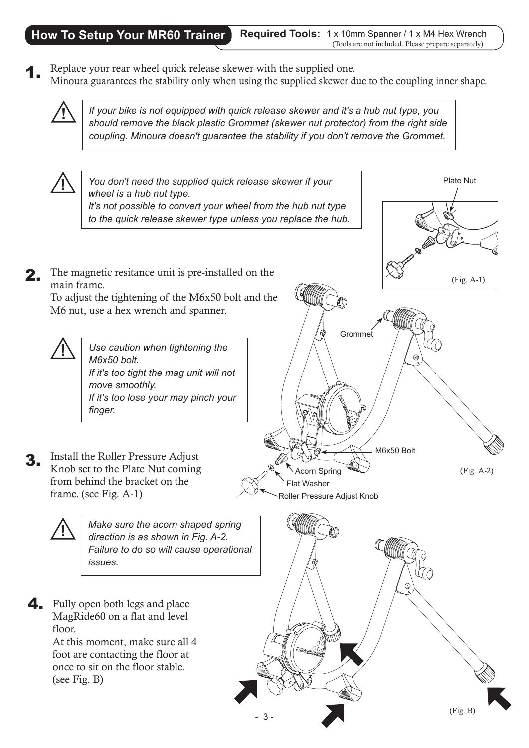## How To Setup Your MR60 Trainer

**Required Tools:** 1 x 10mm Spanner / 1 x M4 Hex Wrench
(Tools are not included. Please prepare separately)

**1.** Replace your rear wheel quick release skewer with the supplied one.
Minoura guarantees the stability only when using the supplied skewer due to the coupling inner shape.

> ⚠ *If your bike is not equipped with quick release skewer and it's a hub nut type, you should remove the black plastic Grommet (skewer nut protector) from the right side coupling. Minoura doesn't guarantee the stability if you don't remove the Grommet.*

> ⚠ *You don't need the supplied quick release skewer if your wheel is a hub nut type.*
> *It's not possible to convert your wheel from the hub nut type to the quick release skewer type unless you replace the hub.*

Plate Nut

(Fig. A-1)

**2.** The magnetic resitance unit is pre-installed on the main frame.
To adjust the tightening of the M6x50 bolt and the M6 nut, use a hex wrench and spanner.

> ⚠ *Use caution when tightening the M6x50 bolt.*
> *If it's too tight the mag unit will not move smoothly.*
> *If it's too lose your may pinch your finger.*

Grommet

M6x50 Bolt

Acorn Spring

Flat Washer

Roller Pressure Adjust Knob

(Fig. A-2)

**3.** Install the Roller Pressure Adjust Knob set to the Plate Nut coming from behind the bracket on the frame. (see Fig. A-1)

> ⚠ *Make sure the acorn shaped spring direction is as shown in Fig. A-2. Failure to do so will cause operational issues.*

**4.** Fully open both legs and place MagRide60 on a flat and level floor.
At this moment, make sure all 4 foot are contacting the floor at once to sit on the floor stable. (see Fig. B)

(Fig. B)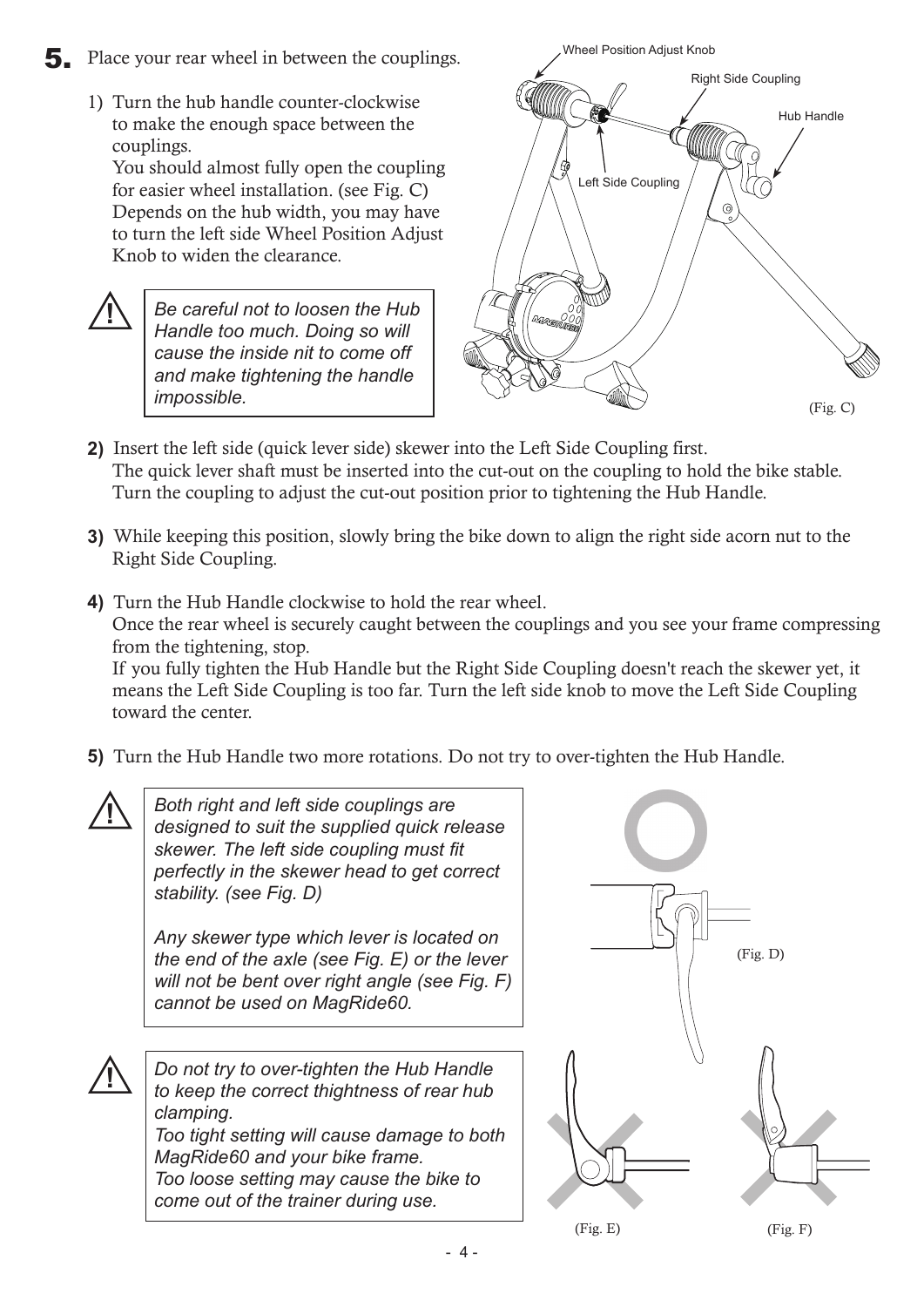## 5. Place your rear wheel in between the couplings.

1) Turn the hub handle counter-clockwise to make the enough space between the couplings.
   You should almost fully open the coupling for easier wheel installation. (see Fig. C)
   Depends on the hub width, you may have to turn the left side Wheel Position Adjust Knob to widen the clearance.

> ⚠ *Be careful not to loosen the Hub Handle too much. Doing so will cause the inside nit to come off and make tightening the handle impossible.*

Wheel Position Adjust Knob
Right Side Coupling
Hub Handle
Left Side Coupling

(Fig. C)

2) Insert the left side (quick lever side) skewer into the Left Side Coupling first.
   The quick lever shaft must be inserted into the cut-out on the coupling to hold the bike stable.
   Turn the coupling to adjust the cut-out position prior to tightening the Hub Handle.

3) While keeping this position, slowly bring the bike down to align the right side acorn nut to the Right Side Coupling.

4) Turn the Hub Handle clockwise to hold the rear wheel.
   Once the rear wheel is securely caught between the couplings and you see your frame compressing from the tightening, stop.
   If you fully tighten the Hub Handle but the Right Side Coupling doesn't reach the skewer yet, it means the Left Side Coupling is too far. Turn the left side knob to move the Left Side Coupling toward the center.

5) Turn the Hub Handle two more rotations. Do not try to over-tighten the Hub Handle.

> ⚠ *Both right and left side couplings are designed to suit the supplied quick release skewer. The left side coupling must fit perfectly in the skewer head to get correct stability. (see Fig. D)*
>
> *Any skewer type which lever is located on the end of the axle (see Fig. E) or the lever will not be bent over right angle (see Fig. F) cannot be used on MagRide60.*

> ⚠ *Do not try to over-tighten the Hub Handle to keep the correct thightness of rear hub clamping.*
> *Too tight setting will cause damage to both MagRide60 and your bike frame.*
> *Too loose setting may cause the bike to come out of the trainer during use.*

(Fig. D)

(Fig. E)

(Fig. F)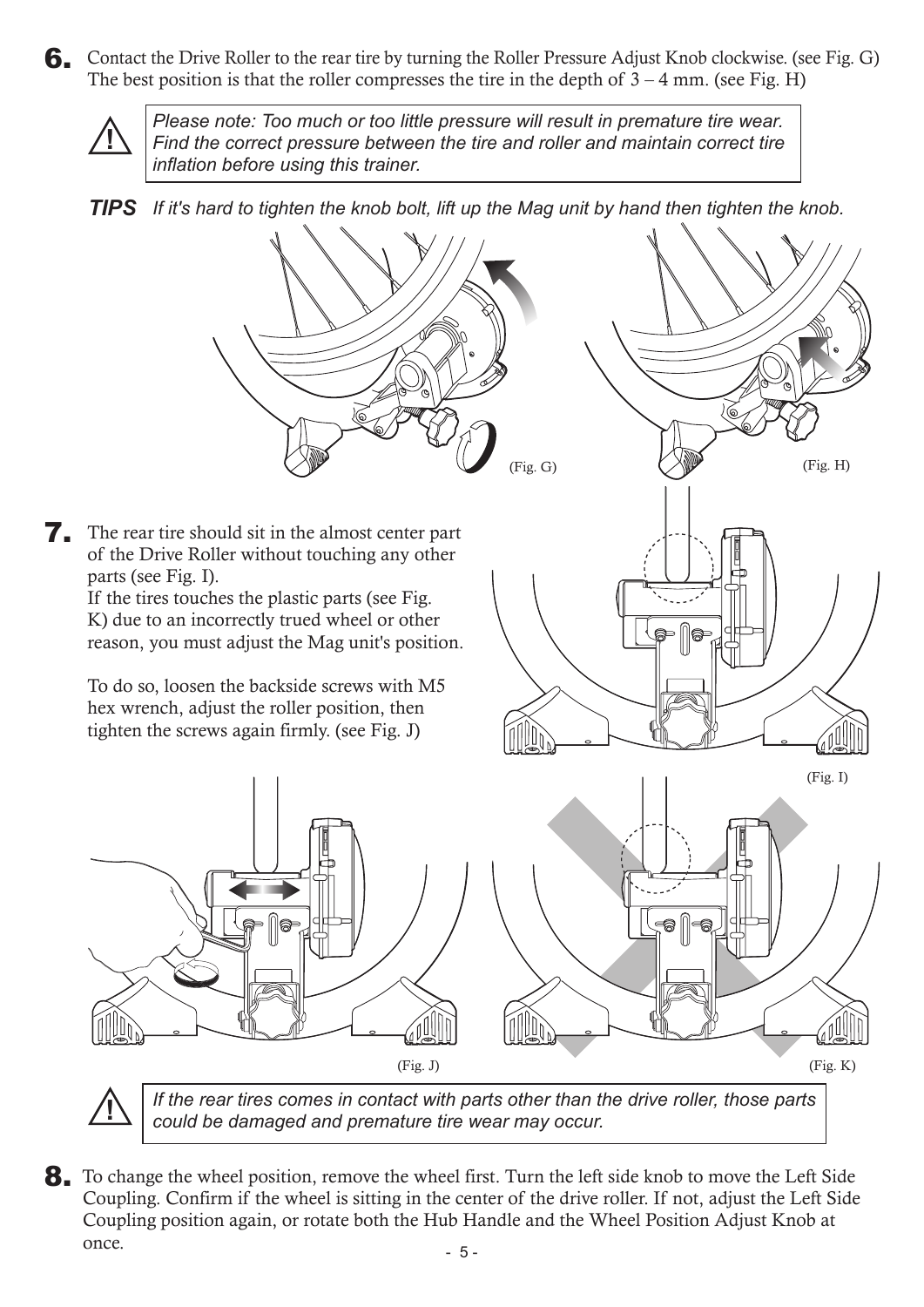**6.** Contact the Drive Roller to the rear tire by turning the Roller Pressure Adjust Knob clockwise. (see Fig. G) The best position is that the roller compresses the tire in the depth of 3 – 4 mm. (see Fig. H)

> ⚠ *Please note: Too much or too little pressure will result in premature tire wear. Find the correct pressure between the tire and roller and maintain correct tire inflation before using this trainer.*

***TIPS*** *If it's hard to tighten the knob bolt, lift up the Mag unit by hand then tighten the knob.*

(Fig. G)

(Fig. H)

**7.** The rear tire should sit in the almost center part of the Drive Roller without touching any other parts (see Fig. I).
If the tires touches the plastic parts (see Fig. K) due to an incorrectly trued wheel or other reason, you must adjust the Mag unit's position.

To do so, loosen the backside screws with M5 hex wrench, adjust the roller position, then tighten the screws again firmly. (see Fig. J)

(Fig. I)

(Fig. J)

(Fig. K)

> ⚠ *If the rear tires comes in contact with parts other than the drive roller, those parts could be damaged and premature tire wear may occur.*

**8.** To change the wheel position, remove the wheel first. Turn the left side knob to move the Left Side Coupling. Confirm if the wheel is sitting in the center of the drive roller. If not, adjust the Left Side Coupling position again, or rotate both the Hub Handle and the Wheel Position Adjust Knob at once.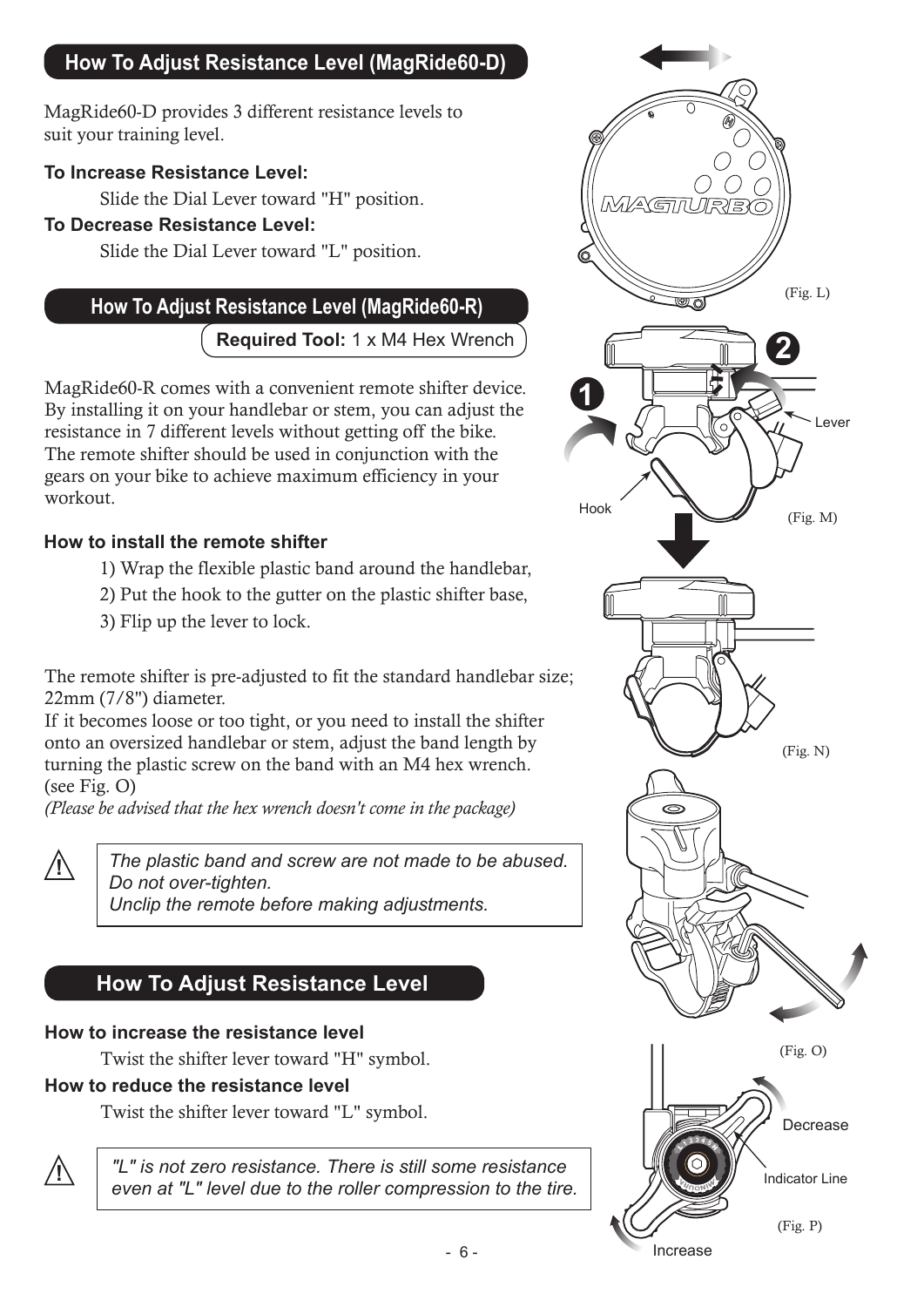## How To Adjust Resistance Level (MagRide60-D)

MagRide60-D provides 3 different resistance levels to suit your training level.

**To Increase Resistance Level:**

Slide the Dial Lever toward "H" position.

**To Decrease Resistance Level:**

Slide the Dial Lever toward "L" position.

(Fig. L)

## How To Adjust Resistance Level (MagRide60-R)

**Required Tool:** 1 x M4 Hex Wrench

MagRide60-R comes with a convenient remote shifter device. By installing it on your handlebar or stem, you can adjust the resistance in 7 different levels without getting off the bike. The remote shifter should be used in conjunction with the gears on your bike to achieve maximum efficiency in your workout.

**How to install the remote shifter**

1) Wrap the flexible plastic band around the handlebar,
2) Put the hook to the gutter on the plastic shifter base,
3) Flip up the lever to lock.

(Fig. M)

(Fig. N)

The remote shifter is pre-adjusted to fit the standard handlebar size; 22mm (7/8") diameter.
If it becomes loose or too tight, or you need to install the shifter onto an oversized handlebar or stem, adjust the band length by turning the plastic screw on the band with an M4 hex wrench. (see Fig. O)
*(Please be advised that the hex wrench doesn't come in the package)*

> ⚠ *The plastic band and screw are not made to be abused. Do not over-tighten.*
> *Unclip the remote before making adjustments.*

(Fig. O)

## How To Adjust Resistance Level

**How to increase the resistance level**

Twist the shifter lever toward "H" symbol.

**How to reduce the resistance level**

Twist the shifter lever toward "L" symbol.

> ⚠ *"L" is not zero resistance. There is still some resistance even at "L" level due to the roller compression to the tire.*

(Fig. P)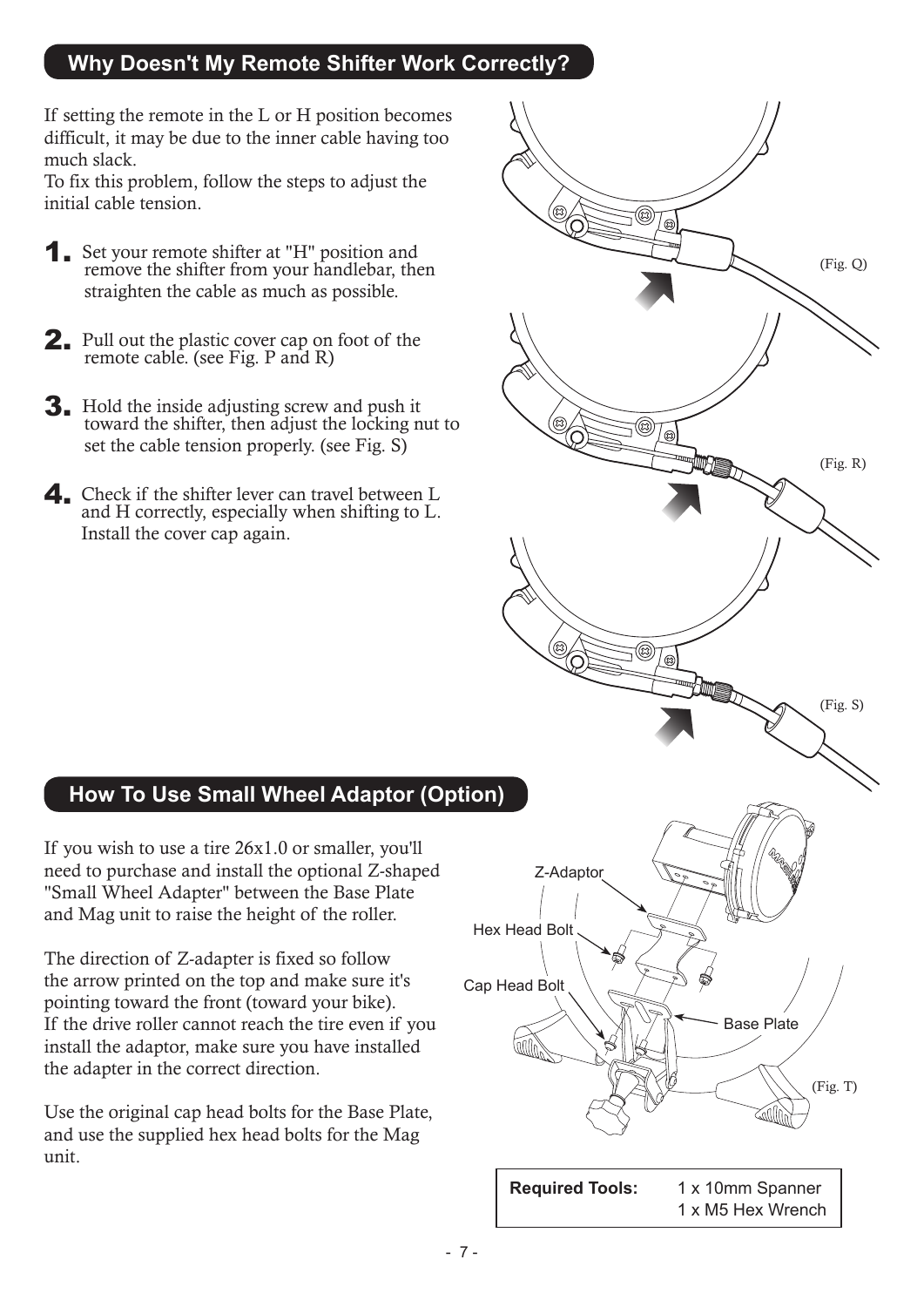## Why Doesn't My Remote Shifter Work Correctly?

If setting the remote in the L or H position becomes difficult, it may be due to the inner cable having too much slack.
To fix this problem, follow the steps to adjust the initial cable tension.

1. Set your remote shifter at "H" position and remove the shifter from your handlebar, then straighten the cable as much as possible.
2. Pull out the plastic cover cap on foot of the remote cable. (see Fig. P and R)
3. Hold the inside adjusting screw and push it toward the shifter, then adjust the locking nut to set the cable tension properly. (see Fig. S)
4. Check if the shifter lever can travel between L and H correctly, especially when shifting to L. Install the cover cap again.

(Fig. Q)

(Fig. R)

(Fig. S)

## How To Use Small Wheel Adaptor (Option)

If you wish to use a tire 26x1.0 or smaller, you'll need to purchase and install the optional Z-shaped "Small Wheel Adapter" between the Base Plate and Mag unit to raise the height of the roller.

The direction of Z-adapter is fixed so follow the arrow printed on the top and make sure it's pointing toward the front (toward your bike).
If the drive roller cannot reach the tire even if you install the adaptor, make sure you have installed the adapter in the correct direction.

Use the original cap head bolts for the Base Plate, and use the supplied hex head bolts for the Mag unit.

Z-Adaptor

Hex Head Bolt

Cap Head Bolt

Base Plate

(Fig. T)

| | |
|---|---|
| **Required Tools:** | 1 x 10mm Spanner<br>1 x M5 Hex Wrench |